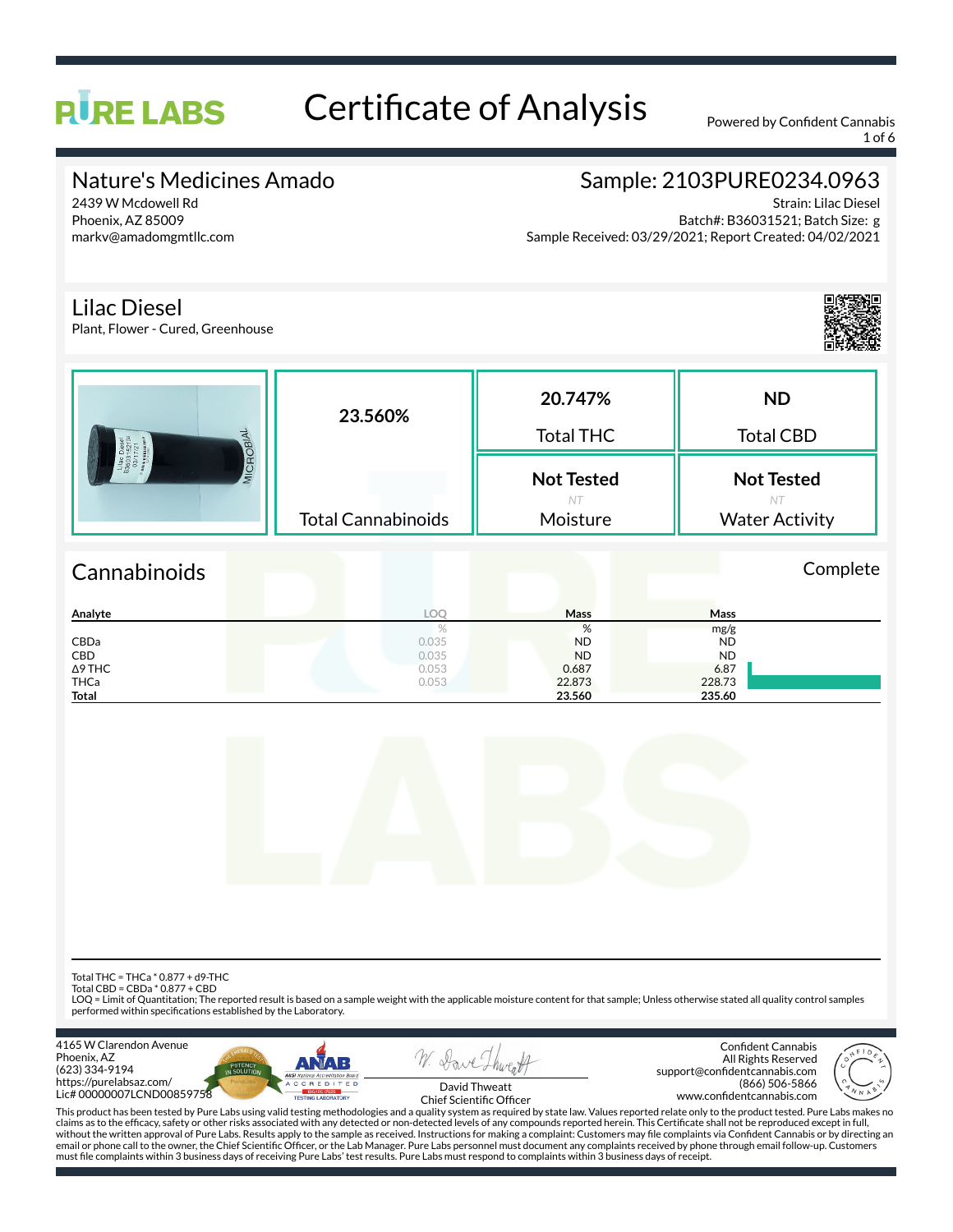# PURE LABS

# Certificate of Analysis

Powered by Confident Cannabis

## Nature's Medicines Amado

2439 W Mcdowell Rd
Phoenix, AZ 85009
markv@amadomgmtllc.com

## Sample: 2103PURE0234.0963

Strain: Lilac Diesel
Batch#: B36031521; Batch Size: g
Sample Received: 03/29/2021; Report Created: 04/02/2021

## Lilac Diesel

Plant, Flower - Cured, Greenhouse

| Total Cannabinoids | Total THC | Total CBD | Moisture | Water Activity |
|---|---|---|---|---|
| 23.560% | 20.747% | ND | Not Tested (NT) | Not Tested (NT) |

## Cannabinoids

Complete

| Analyte | LOQ | Mass | Mass |
|---|---|---|---|
| | % | % | mg/g |
| CBDa | 0.035 | ND | ND |
| CBD | 0.035 | ND | ND |
| Δ9 THC | 0.053 | 0.687 | 6.87 |
| THCa | 0.053 | 22.873 | 228.73 |
| **Total** | | **23.560** | **235.60** |

Total THC = THCa * 0.877 + d9-THC
Total CBD = CBDa * 0.877 + CBD
LOQ = Limit of Quantitation; The reported result is based on a sample weight with the applicable moisture content for that sample; Unless otherwise stated all quality control samples performed within specifications established by the Laboratory.

4165 W Clarendon Avenue
Phoenix, AZ
(623) 334-9194
https://purelabsaz.com/
Lic# 00000007LCND00859758

David Thweatt
Chief Scientific Officer

Confident Cannabis
All Rights Reserved
support@confidentcannabis.com
(866) 506-5866
www.confidentcannabis.com

This product has been tested by Pure Labs using valid testing methodologies and a quality system as required by state law. Values reported relate only to the product tested. Pure Labs makes no claims as to the efficacy, safety or other risks associated with any detected or non-detected levels of any compounds reported herein. This Certificate shall not be reproduced except in full, without the written approval of Pure Labs. Results apply to the sample as received. Instructions for making a complaint: Customers may file complaints via Confident Cannabis or by directing an email or phone call to the owner, the Chief Scientific Officer, or the Lab Manager. Pure Labs personnel must document any complaints received by phone through email follow-up. Customers must file complaints within 3 business days of receiving Pure Labs' test results. Pure Labs must respond to complaints within 3 business days of receipt.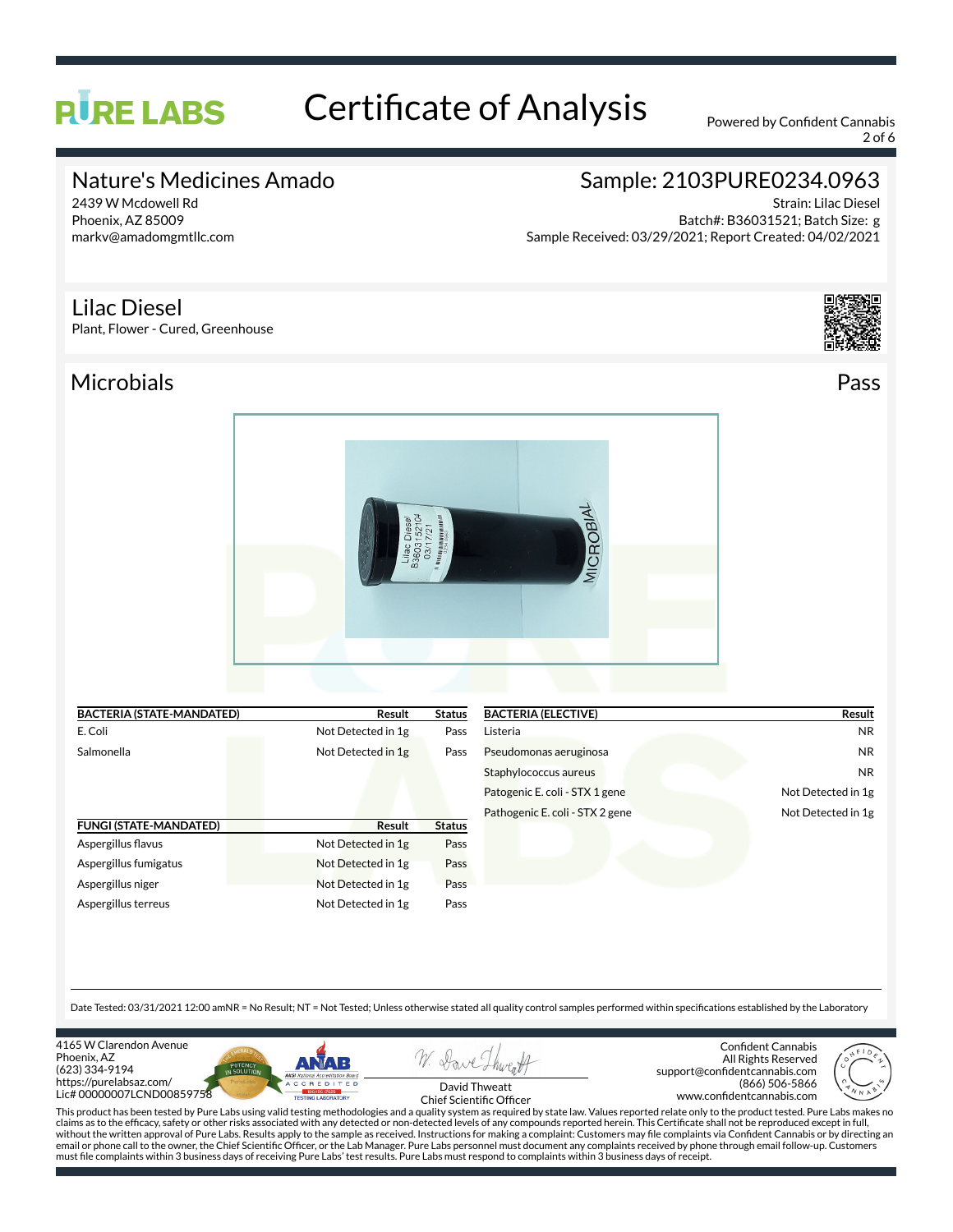# Certificate of Analysis

Powered by Confident Cannabis

## Nature's Medicines Amado

2439 W Mcdowell Rd
Phoenix, AZ 85009
markv@amadomgmtllc.com

## Sample: 2103PURE0234.0963

Strain: Lilac Diesel
Batch#: B36031521; Batch Size: g
Sample Received: 03/29/2021; Report Created: 04/02/2021

## Lilac Diesel

Plant, Flower - Cured, Greenhouse

## Microbials

Pass

| BACTERIA (STATE-MANDATED) | Result | Status |
|---|---|---|
| E. Coli | Not Detected in 1g | Pass |
| Salmonella | Not Detected in 1g | Pass |

| FUNGI (STATE-MANDATED) | Result | Status |
|---|---|---|
| Aspergillus flavus | Not Detected in 1g | Pass |
| Aspergillus fumigatus | Not Detected in 1g | Pass |
| Aspergillus niger | Not Detected in 1g | Pass |
| Aspergillus terreus | Not Detected in 1g | Pass |

| BACTERIA (ELECTIVE) | Result |
|---|---|
| Listeria | NR |
| Pseudomonas aeruginosa | NR |
| Staphylococcus aureus | NR |
| Patogenic E. coli - STX 1 gene | Not Detected in 1g |
| Pathogenic E. coli - STX 2 gene | Not Detected in 1g |

Date Tested: 03/31/2021 12:00 amNR = No Result; NT = Not Tested; Unless otherwise stated all quality control samples performed within specifications established by the Laboratory

4165 W Clarendon Avenue
Phoenix, AZ
(623) 334-9194
https://purelabsaz.com/
Lic# 00000007LCND00859758

David Thweatt
Chief Scientific Officer

Confident Cannabis
All Rights Reserved
support@confidentcannabis.com
(866) 506-5866
www.confidentcannabis.com

This product has been tested by Pure Labs using valid testing methodologies and a quality system as required by state law. Values reported relate only to the product tested. Pure Labs makes no claims as to the efficacy, safety or other risks associated with any detected or non-detected levels of any compounds reported herein. This Certificate shall not be reproduced except in full, without the written approval of Pure Labs. Results apply to the sample as received. Instructions for making a complaint: Customers may file complaints via Confident Cannabis or by directing an email or phone call to the owner, the Chief Scientific Officer, or the Lab Manager. Pure Labs personnel must document any complaints received by phone through email follow-up. Customers must file complaints within 3 business days of receiving Pure Labs' test results. Pure Labs must respond to complaints within 3 business days of receipt.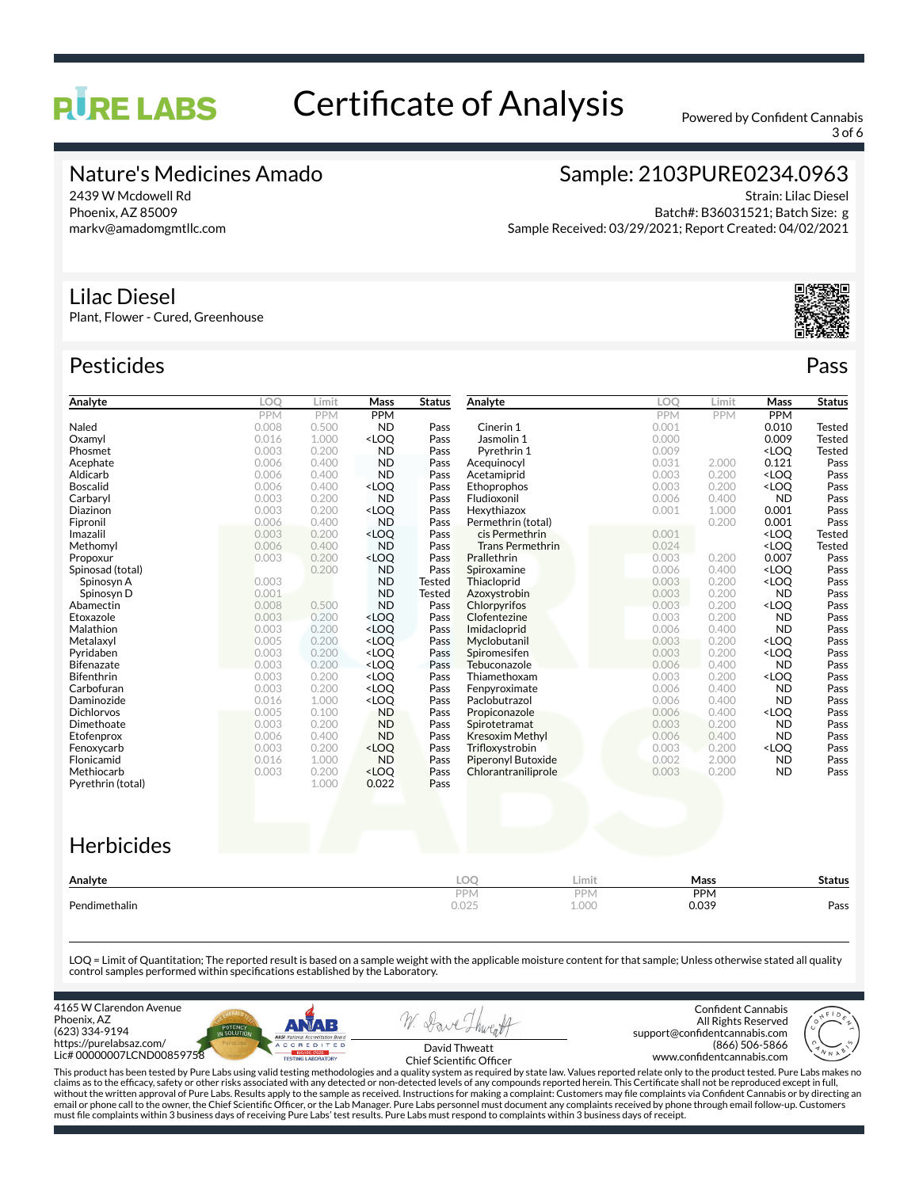# Certificate of Analysis

Powered by Confident Cannabis

## Nature's Medicines Amado

2439 W Mcdowell Rd
Phoenix, AZ 85009
markv@amadomgmtllc.com

## Sample: 2103PURE0234.0963

Strain: Lilac Diesel
Batch#: B36031521; Batch Size: g
Sample Received: 03/29/2021; Report Created: 04/02/2021

## Lilac Diesel

Plant, Flower - Cured, Greenhouse

## Pesticides

**Pass**

| Analyte | LOQ | Limit | Mass | Status |
|---|---|---|---|---|
| | PPM | PPM | PPM | |
| Naled | 0.008 | 0.500 | ND | Pass |
| Oxamyl | 0.016 | 1.000 | <LOQ | Pass |
| Phosmet | 0.003 | 0.200 | ND | Pass |
| Acephate | 0.006 | 0.400 | ND | Pass |
| Aldicarb | 0.006 | 0.400 | ND | Pass |
| Boscalid | 0.006 | 0.400 | <LOQ | Pass |
| Carbaryl | 0.003 | 0.200 | ND | Pass |
| Diazinon | 0.003 | 0.200 | <LOQ | Pass |
| Fipronil | 0.006 | 0.400 | ND | Pass |
| Imazalil | 0.003 | 0.200 | <LOQ | Pass |
| Methomyl | 0.006 | 0.400 | ND | Pass |
| Propoxur | 0.003 | 0.200 | <LOQ | Pass |
| Spinosad (total) | | 0.200 | ND | Pass |
| Spinosyn A | 0.003 | | ND | Tested |
| Spinosyn D | 0.001 | | ND | Tested |
| Abamectin | 0.008 | 0.500 | ND | Pass |
| Etoxazole | 0.003 | 0.200 | <LOQ | Pass |
| Malathion | 0.003 | 0.200 | <LOQ | Pass |
| Metalaxyl | 0.005 | 0.200 | <LOQ | Pass |
| Pyridaben | 0.003 | 0.200 | <LOQ | Pass |
| Bifenazate | 0.003 | 0.200 | <LOQ | Pass |
| Bifenthrin | 0.003 | 0.200 | <LOQ | Pass |
| Carbofuran | 0.003 | 0.200 | <LOQ | Pass |
| Daminozide | 0.016 | 1.000 | <LOQ | Pass |
| Dichlorvos | 0.005 | 0.100 | ND | Pass |
| Dimethoate | 0.003 | 0.200 | ND | Pass |
| Etofenprox | 0.006 | 0.400 | ND | Pass |
| Fenoxycarb | 0.003 | 0.200 | <LOQ | Pass |
| Flonicamid | 0.016 | 1.000 | ND | Pass |
| Methiocarb | 0.003 | 0.200 | <LOQ | Pass |
| Pyrethrin (total) | | 1.000 | 0.022 | Pass |
| Cinerin 1 | 0.001 | | 0.010 | Tested |
| Jasmolin 1 | 0.000 | | 0.009 | Tested |
| Pyrethrin 1 | 0.009 | | <LOQ | Tested |
| Acequinocyl | 0.031 | 2.000 | 0.121 | Pass |
| Acetamiprid | 0.003 | 0.200 | <LOQ | Pass |
| Ethoprophos | 0.003 | 0.200 | <LOQ | Pass |
| Fludioxonil | 0.006 | 0.400 | ND | Pass |
| Hexythiazox | 0.001 | 1.000 | 0.001 | Pass |
| Permethrin (total) | | 0.200 | 0.001 | Pass |
| cis Permethrin | 0.001 | | <LOQ | Tested |
| Trans Permethrin | 0.024 | | <LOQ | Tested |
| Prallethrin | 0.003 | 0.200 | 0.007 | Pass |
| Spiroxamine | 0.006 | 0.400 | <LOQ | Pass |
| Thiacloprid | 0.003 | 0.200 | <LOQ | Pass |
| Azoxystrobin | 0.003 | 0.200 | ND | Pass |
| Chlorpyrifos | 0.003 | 0.200 | <LOQ | Pass |
| Clofentezine | 0.003 | 0.200 | ND | Pass |
| Imidacloprid | 0.006 | 0.400 | ND | Pass |
| Myclobutanil | 0.003 | 0.200 | <LOQ | Pass |
| Spiromesifen | 0.003 | 0.200 | <LOQ | Pass |
| Tebuconazole | 0.006 | 0.400 | ND | Pass |
| Thiamethoxam | 0.003 | 0.200 | <LOQ | Pass |
| Fenpyroximate | 0.006 | 0.400 | ND | Pass |
| Paclobutrazol | 0.006 | 0.400 | ND | Pass |
| Propiconazole | 0.006 | 0.400 | <LOQ | Pass |
| Spirotetramat | 0.003 | 0.200 | ND | Pass |
| Kresoxim Methyl | 0.006 | 0.400 | ND | Pass |
| Trifloxystrobin | 0.003 | 0.200 | <LOQ | Pass |
| Piperonyl Butoxide | 0.002 | 2.000 | ND | Pass |
| Chlorantraniliprole | 0.003 | 0.200 | ND | Pass |

## Herbicides

| Analyte | LOQ | Limit | Mass | Status |
|---|---|---|---|---|
| | PPM | PPM | PPM | |
| Pendimethalin | 0.025 | 1.000 | 0.039 | Pass |

LOQ = Limit of Quantitation; The reported result is based on a sample weight with the applicable moisture content for that sample; Unless otherwise stated all quality control samples performed within specifications established by the Laboratory.

4165 W Clarendon Avenue
Phoenix, AZ
(623) 334-9194
https://purelabsaz.com/
Lic# 00000007LCND00859758

David Thweatt
Chief Scientific Officer

Confident Cannabis
All Rights Reserved
support@confidentcannabis.com
(866) 506-5866
www.confidentcannabis.com

This product has been tested by Pure Labs using valid testing methodologies and a quality system as required by state law. Values reported relate only to the product tested. Pure Labs makes no claims as to the efficacy, safety or other risks associated with any detected or non-detected levels of any compounds reported herein. This Certificate shall not be reproduced except in full, without the written approval of Pure Labs. Results apply to the sample as received. Instructions for making a complaint: Customers may file complaints via Confident Cannabis or by directing an email or phone call to the owner, the Chief Scientific Officer, or the Lab Manager. Pure Labs personnel must document any complaints received by phone through email follow-up. Customers must file complaints within 3 business days of receiving Pure Labs' test results. Pure Labs must respond to complaints within 3 business days of receipt.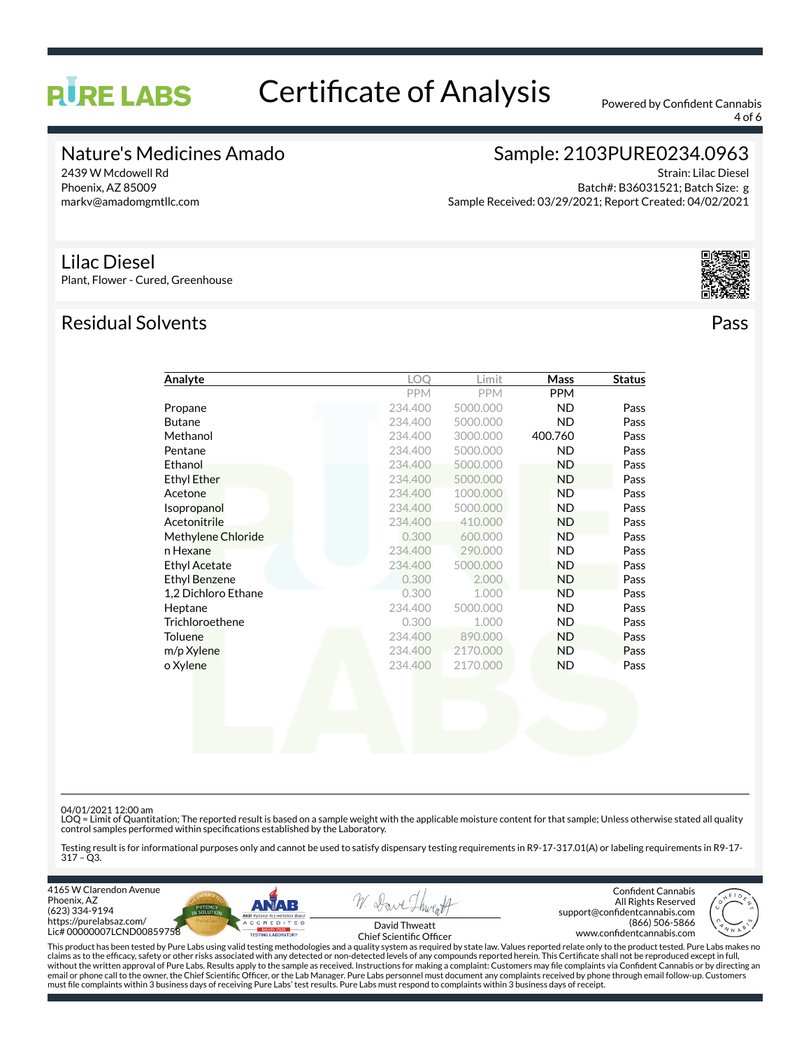# PURE LABS

# Certificate of Analysis

Powered by Confident Cannabis

## Nature's Medicines Amado

2439 W Mcdowell Rd
Phoenix, AZ 85009
markv@amadomgmtllc.com

## Sample: 2103PURE0234.0963

Strain: Lilac Diesel
Batch#: B36031521; Batch Size: g
Sample Received: 03/29/2021; Report Created: 04/02/2021

## Lilac Diesel

Plant, Flower - Cured, Greenhouse

## Residual Solvents

Pass

| Analyte | LOQ | Limit | Mass | Status |
|---|---|---|---|---|
| | PPM | PPM | PPM | |
| Propane | 234.400 | 5000.000 | ND | Pass |
| Butane | 234.400 | 5000.000 | ND | Pass |
| Methanol | 234.400 | 3000.000 | 400.760 | Pass |
| Pentane | 234.400 | 5000.000 | ND | Pass |
| Ethanol | 234.400 | 5000.000 | ND | Pass |
| Ethyl Ether | 234.400 | 5000.000 | ND | Pass |
| Acetone | 234.400 | 1000.000 | ND | Pass |
| Isopropanol | 234.400 | 5000.000 | ND | Pass |
| Acetonitrile | 234.400 | 410.000 | ND | Pass |
| Methylene Chloride | 0.300 | 600.000 | ND | Pass |
| n Hexane | 234.400 | 290.000 | ND | Pass |
| Ethyl Acetate | 234.400 | 5000.000 | ND | Pass |
| Ethyl Benzene | 0.300 | 2.000 | ND | Pass |
| 1,2 Dichloro Ethane | 0.300 | 1.000 | ND | Pass |
| Heptane | 234.400 | 5000.000 | ND | Pass |
| Trichloroethene | 0.300 | 1.000 | ND | Pass |
| Toluene | 234.400 | 890.000 | ND | Pass |
| m/p Xylene | 234.400 | 2170.000 | ND | Pass |
| o Xylene | 234.400 | 2170.000 | ND | Pass |

04/01/2021 12:00 am
LOQ = Limit of Quantitation; The reported result is based on a sample weight with the applicable moisture content for that sample; Unless otherwise stated all quality control samples performed within specifications established by the Laboratory.

Testing result is for informational purposes only and cannot be used to satisfy dispensary testing requirements in R9-17-317.01(A) or labeling requirements in R9-17-317 – Q3.

4165 W Clarendon Avenue
Phoenix, AZ
(623) 334-9194
https://purelabsaz.com/
Lic# 00000007LCND00859758

David Thweatt
Chief Scientific Officer

Confident Cannabis
All Rights Reserved
support@confidentcannabis.com
(866) 506-5866
www.confidentcannabis.com

This product has been tested by Pure Labs using valid testing methodologies and a quality system as required by state law. Values reported relate only to the product tested. Pure Labs makes no claims as to the efficacy, safety or other risks associated with any detected or non-detected levels of any compounds reported herein. This Certificate shall not be reproduced except in full, without the written approval of Pure Labs. Results apply to the sample as received. Instructions for making a complaint: Customers may file complaints via Confident Cannabis or by directing an email or phone call to the owner, the Chief Scientific Officer, or the Lab Manager. Pure Labs personnel must document any complaints received by phone through email follow-up. Customers must file complaints within 3 business days of receiving Pure Labs' test results. Pure Labs must respond to complaints within 3 business days of receipt.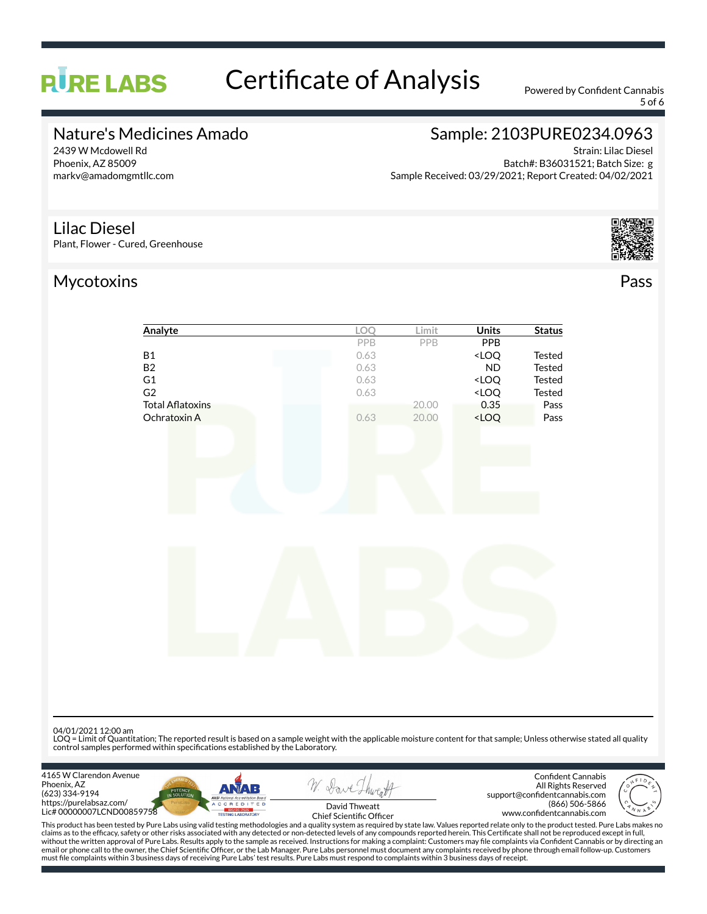# PURE LABS

# Certificate of Analysis

Powered by Confident Cannabis

## Nature's Medicines Amado

2439 W Mcdowell Rd
Phoenix, AZ 85009
markv@amadomgmtllc.com

## Sample: 2103PURE0234.0963

Strain: Lilac Diesel
Batch#: B36031521; Batch Size: g
Sample Received: 03/29/2021; Report Created: 04/02/2021

## Lilac Diesel

Plant, Flower - Cured, Greenhouse

## Mycotoxins

Pass

| Analyte | LOQ | Limit | Units | Status |
|---|---|---|---|---|
| | PPB | PPB | PPB | |
| B1 | 0.63 | | <LOQ | Tested |
| B2 | 0.63 | | ND | Tested |
| G1 | 0.63 | | <LOQ | Tested |
| G2 | 0.63 | | <LOQ | Tested |
| Total Aflatoxins | | 20.00 | 0.35 | Pass |
| Ochratoxin A | 0.63 | 20.00 | <LOQ | Pass |

04/01/2021 12:00 am
LOQ = Limit of Quantitation; The reported result is based on a sample weight with the applicable moisture content for that sample; Unless otherwise stated all quality control samples performed within specifications established by the Laboratory.

4165 W Clarendon Avenue
Phoenix, AZ
(623) 334-9194
https://purelabsaz.com/
Lic# 00000007LCND00859758

David Thweatt
Chief Scientific Officer

Confident Cannabis
All Rights Reserved
support@confidentcannabis.com
(866) 506-5866
www.confidentcannabis.com

This product has been tested by Pure Labs using valid testing methodologies and a quality system as required by state law. Values reported relate only to the product tested. Pure Labs makes no claims as to the efficacy, safety or other risks associated with any detected or non-detected levels of any compounds reported herein. This Certificate shall not be reproduced except in full, without the written approval of Pure Labs. Results apply to the sample as received. Instructions for making a complaint: Customers may file complaints via Confident Cannabis or by directing an email or phone call to the owner, the Chief Scientific Officer, or the Lab Manager. Pure Labs personnel must document any complaints received by phone through email follow-up. Customers must file complaints within 3 business days of receiving Pure Labs' test results. Pure Labs must respond to complaints within 3 business days of receipt.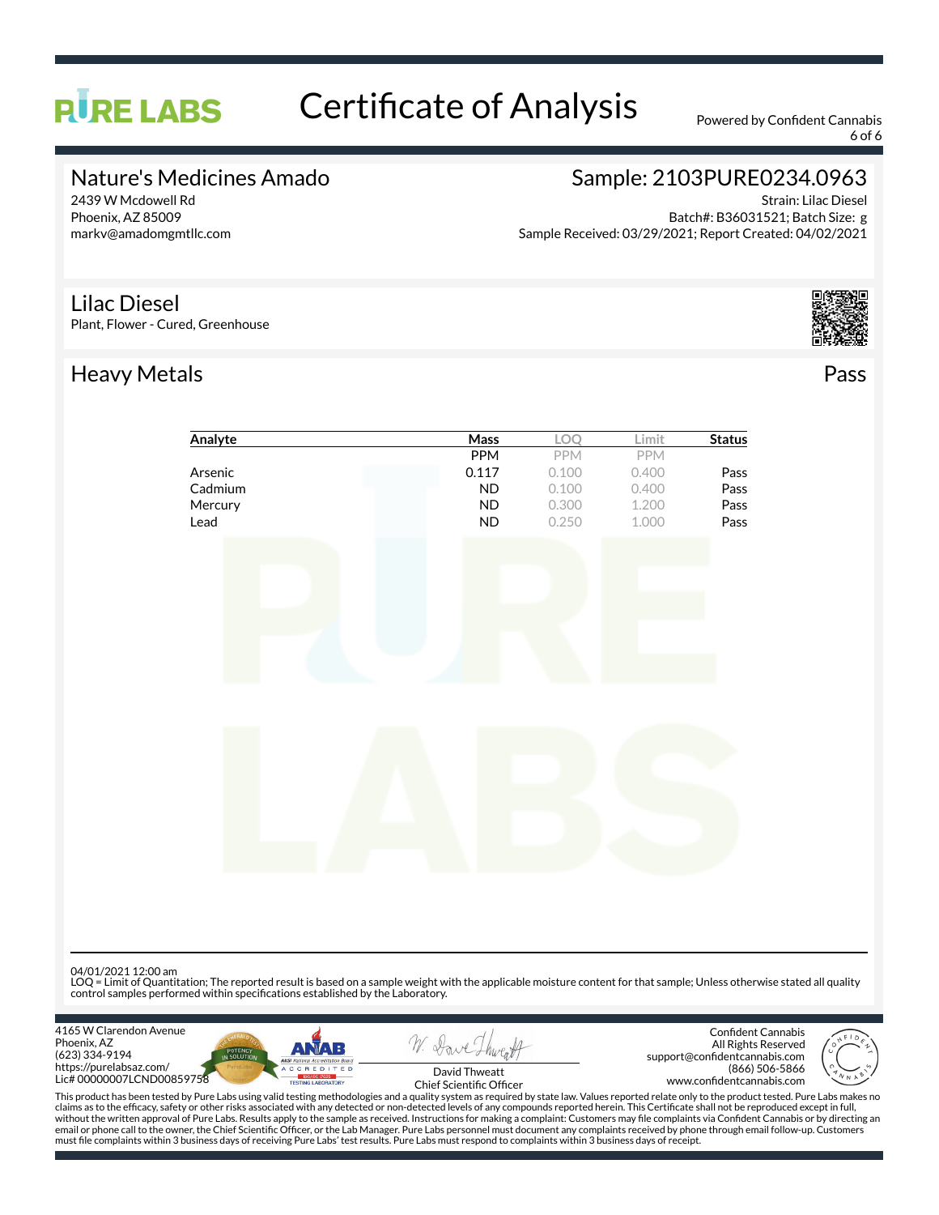# PURE LABS

# Certificate of Analysis

Powered by Confident Cannabis

## Nature's Medicines Amado

2439 W Mcdowell Rd
Phoenix, AZ 85009
markv@amadomgmtllc.com

## Sample: 2103PURE0234.0963

Strain: Lilac Diesel
Batch#: B36031521; Batch Size: g
Sample Received: 03/29/2021; Report Created: 04/02/2021

## Lilac Diesel

Plant, Flower - Cured, Greenhouse

## Heavy Metals

Pass

| Analyte | Mass | LOQ | Limit | Status |
|---|---|---|---|---|
| | PPM | PPM | PPM | |
| Arsenic | 0.117 | 0.100 | 0.400 | Pass |
| Cadmium | ND | 0.100 | 0.400 | Pass |
| Mercury | ND | 0.300 | 1.200 | Pass |
| Lead | ND | 0.250 | 1.000 | Pass |

04/01/2021 12:00 am
LOQ = Limit of Quantitation; The reported result is based on a sample weight with the applicable moisture content for that sample; Unless otherwise stated all quality control samples performed within specifications established by the Laboratory.

4165 W Clarendon Avenue
Phoenix, AZ
(623) 334-9194
https://purelabsaz.com/
Lic# 00000007LCND00859758

David Thweatt
Chief Scientific Officer

Confident Cannabis
All Rights Reserved
support@confidentcannabis.com
(866) 506-5866
www.confidentcannabis.com

This product has been tested by Pure Labs using valid testing methodologies and a quality system as required by state law. Values reported relate only to the product tested. Pure Labs makes no claims as to the efficacy, safety or other risks associated with any detected or non-detected levels of any compounds reported herein. This Certificate shall not be reproduced except in full, without the written approval of Pure Labs. Results apply to the sample as received. Instructions for making a complaint: Customers may file complaints via Confident Cannabis or by directing an email or phone call to the owner, the Chief Scientific Officer, or the Lab Manager. Pure Labs personnel must document any complaints received by phone through email follow-up. Customers must file complaints within 3 business days of receiving Pure Labs' test results. Pure Labs must respond to complaints within 3 business days of receipt.